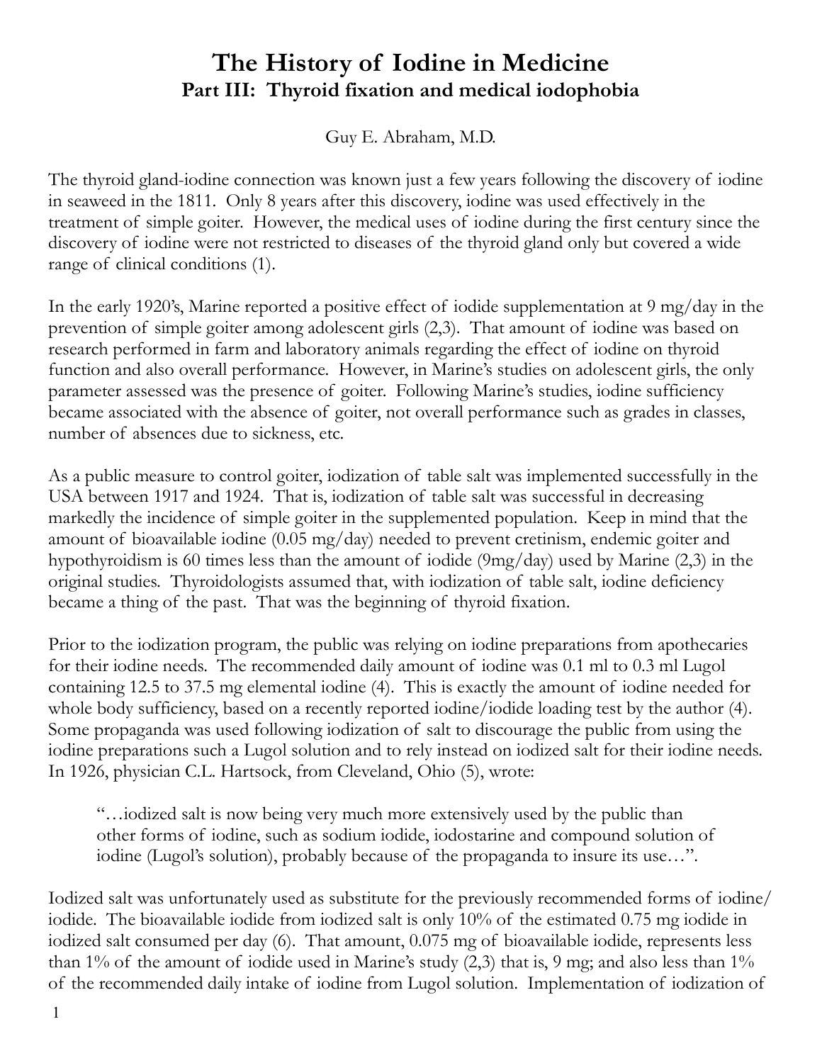# The History of Iodine in Medicine
## Part III: Thyroid fixation and medical iodophobia

Guy E. Abraham, M.D.

The thyroid gland-iodine connection was known just a few years following the discovery of iodine in seaweed in the 1811. Only 8 years after this discovery, iodine was used effectively in the treatment of simple goiter. However, the medical uses of iodine during the first century since the discovery of iodine were not restricted to diseases of the thyroid gland only but covered a wide range of clinical conditions (1).

In the early 1920's, Marine reported a positive effect of iodide supplementation at 9 mg/day in the prevention of simple goiter among adolescent girls (2,3). That amount of iodine was based on research performed in farm and laboratory animals regarding the effect of iodine on thyroid function and also overall performance. However, in Marine's studies on adolescent girls, the only parameter assessed was the presence of goiter. Following Marine's studies, iodine sufficiency became associated with the absence of goiter, not overall performance such as grades in classes, number of absences due to sickness, etc.

As a public measure to control goiter, iodization of table salt was implemented successfully in the USA between 1917 and 1924. That is, iodization of table salt was successful in decreasing markedly the incidence of simple goiter in the supplemented population. Keep in mind that the amount of bioavailable iodine (0.05 mg/day) needed to prevent cretinism, endemic goiter and hypothyroidism is 60 times less than the amount of iodide (9mg/day) used by Marine (2,3) in the original studies. Thyroidologists assumed that, with iodization of table salt, iodine deficiency became a thing of the past. That was the beginning of thyroid fixation.

Prior to the iodization program, the public was relying on iodine preparations from apothecaries for their iodine needs. The recommended daily amount of iodine was 0.1 ml to 0.3 ml Lugol containing 12.5 to 37.5 mg elemental iodine (4). This is exactly the amount of iodine needed for whole body sufficiency, based on a recently reported iodine/iodide loading test by the author (4). Some propaganda was used following iodization of salt to discourage the public from using the iodine preparations such a Lugol solution and to rely instead on iodized salt for their iodine needs. In 1926, physician C.L. Hartsock, from Cleveland, Ohio (5), wrote:

> "…iodized salt is now being very much more extensively used by the public than other forms of iodine, such as sodium iodide, iodostarine and compound solution of iodine (Lugol's solution), probably because of the propaganda to insure its use…".

Iodized salt was unfortunately used as substitute for the previously recommended forms of iodine/iodide. The bioavailable iodide from iodized salt is only 10% of the estimated 0.75 mg iodide in iodized salt consumed per day (6). That amount, 0.075 mg of bioavailable iodide, represents less than 1% of the amount of iodide used in Marine's study (2,3) that is, 9 mg; and also less than 1% of the recommended daily intake of iodine from Lugol solution. Implementation of iodization of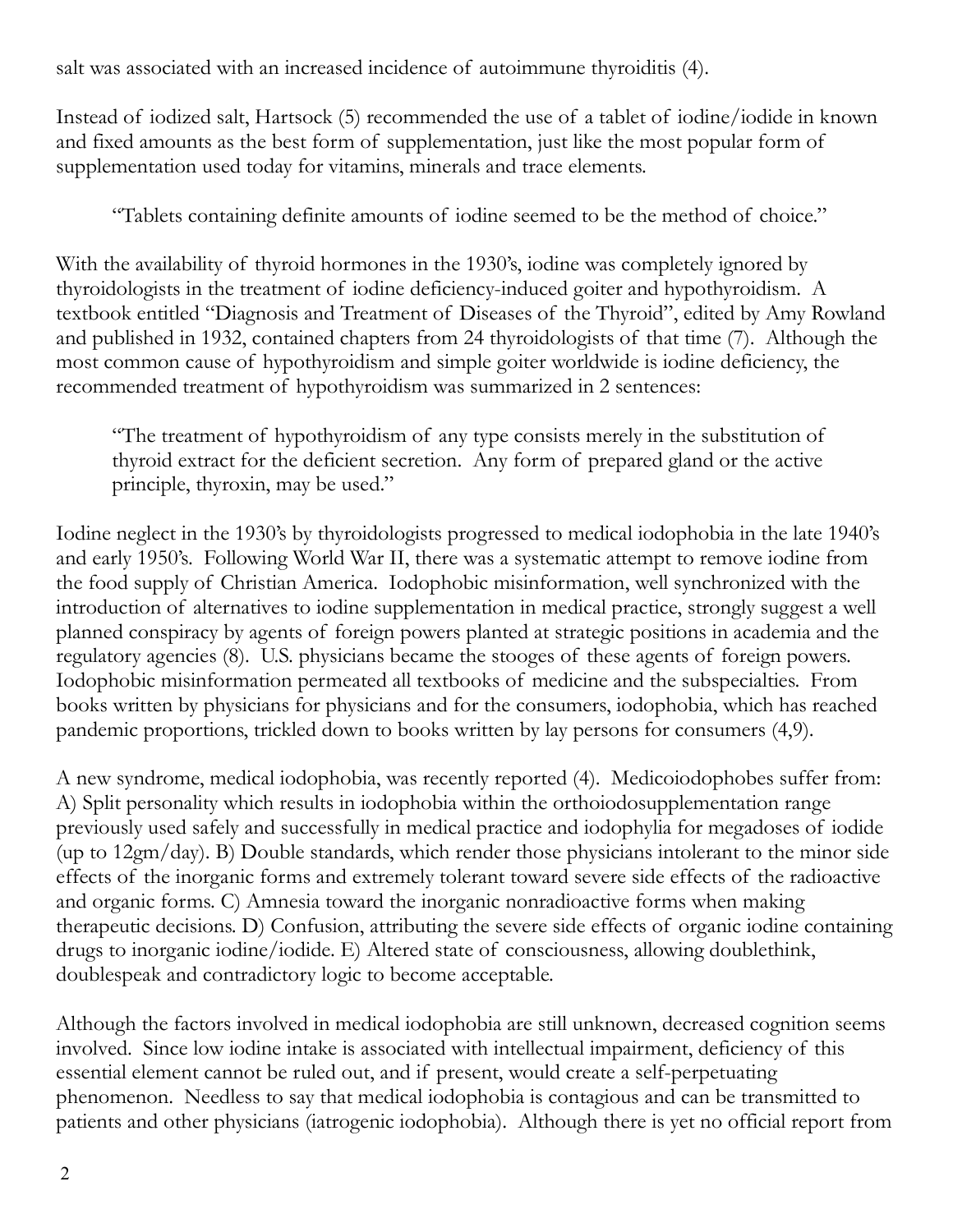salt was associated with an increased incidence of autoimmune thyroiditis (4).

Instead of iodized salt, Hartsock (5) recommended the use of a tablet of iodine/iodide in known and fixed amounts as the best form of supplementation, just like the most popular form of supplementation used today for vitamins, minerals and trace elements.

> "Tablets containing definite amounts of iodine seemed to be the method of choice."

With the availability of thyroid hormones in the 1930's, iodine was completely ignored by thyroidologists in the treatment of iodine deficiency-induced goiter and hypothyroidism. A textbook entitled "Diagnosis and Treatment of Diseases of the Thyroid", edited by Amy Rowland and published in 1932, contained chapters from 24 thyroidologists of that time (7). Although the most common cause of hypothyroidism and simple goiter worldwide is iodine deficiency, the recommended treatment of hypothyroidism was summarized in 2 sentences:

> "The treatment of hypothyroidism of any type consists merely in the substitution of thyroid extract for the deficient secretion. Any form of prepared gland or the active principle, thyroxin, may be used."

Iodine neglect in the 1930's by thyroidologists progressed to medical iodophobia in the late 1940's and early 1950's. Following World War II, there was a systematic attempt to remove iodine from the food supply of Christian America. Iodophobic misinformation, well synchronized with the introduction of alternatives to iodine supplementation in medical practice, strongly suggest a well planned conspiracy by agents of foreign powers planted at strategic positions in academia and the regulatory agencies (8). U.S. physicians became the stooges of these agents of foreign powers. Iodophobic misinformation permeated all textbooks of medicine and the subspecialties. From books written by physicians for physicians and for the consumers, iodophobia, which has reached pandemic proportions, trickled down to books written by lay persons for consumers (4,9).

A new syndrome, medical iodophobia, was recently reported (4). Medicoiodophobes suffer from: A) Split personality which results in iodophobia within the orthoiodosupplementation range previously used safely and successfully in medical practice and iodophylia for megadoses of iodide (up to 12gm/day). B) Double standards, which render those physicians intolerant to the minor side effects of the inorganic forms and extremely tolerant toward severe side effects of the radioactive and organic forms. C) Amnesia toward the inorganic nonradioactive forms when making therapeutic decisions. D) Confusion, attributing the severe side effects of organic iodine containing drugs to inorganic iodine/iodide. E) Altered state of consciousness, allowing doublethink, doublespeak and contradictory logic to become acceptable.

Although the factors involved in medical iodophobia are still unknown, decreased cognition seems involved. Since low iodine intake is associated with intellectual impairment, deficiency of this essential element cannot be ruled out, and if present, would create a self-perpetuating phenomenon. Needless to say that medical iodophobia is contagious and can be transmitted to patients and other physicians (iatrogenic iodophobia). Although there is yet no official report from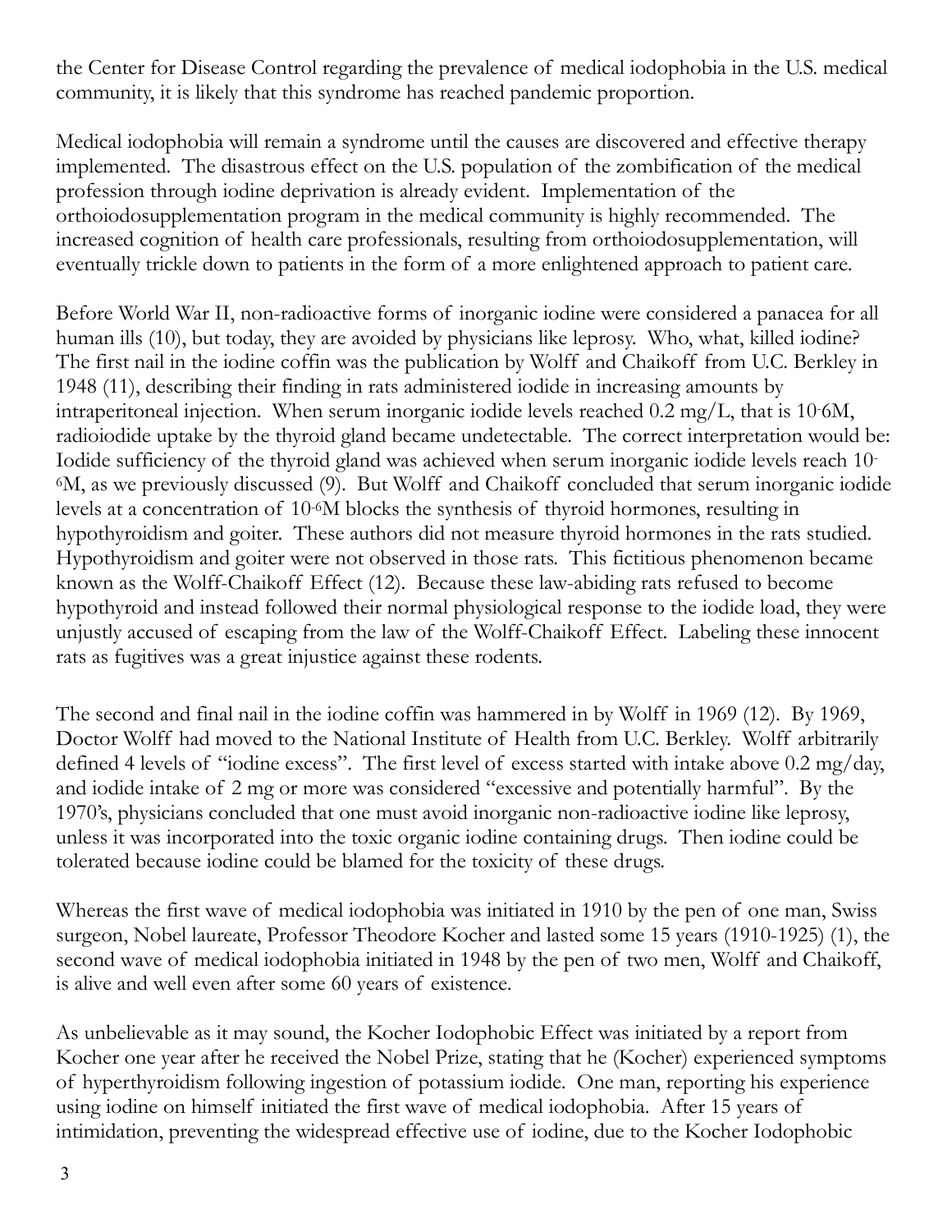the Center for Disease Control regarding the prevalence of medical iodophobia in the U.S. medical community, it is likely that this syndrome has reached pandemic proportion.

Medical iodophobia will remain a syndrome until the causes are discovered and effective therapy implemented. The disastrous effect on the U.S. population of the zombification of the medical profession through iodine deprivation is already evident. Implementation of the orthoiodosupplementation program in the medical community is highly recommended. The increased cognition of health care professionals, resulting from orthoiodosupplementation, will eventually trickle down to patients in the form of a more enlightened approach to patient care.

Before World War II, non-radioactive forms of inorganic iodine were considered a panacea for all human ills (10), but today, they are avoided by physicians like leprosy. Who, what, killed iodine? The first nail in the iodine coffin was the publication by Wolff and Chaikoff from U.C. Berkley in 1948 (11), describing their finding in rats administered iodide in increasing amounts by intraperitoneal injection. When serum inorganic iodide levels reached 0.2 mg/L, that is $10^{-6}$M, radioiodide uptake by the thyroid gland became undetectable. The correct interpretation would be: Iodide sufficiency of the thyroid gland was achieved when serum inorganic iodide levels reach $10^{-6}$M, as we previously discussed (9). But Wolff and Chaikoff concluded that serum inorganic iodide levels at a concentration of $10^{-6}$M blocks the synthesis of thyroid hormones, resulting in hypothyroidism and goiter. These authors did not measure thyroid hormones in the rats studied. Hypothyroidism and goiter were not observed in those rats. This fictitious phenomenon became known as the Wolff-Chaikoff Effect (12). Because these law-abiding rats refused to become hypothyroid and instead followed their normal physiological response to the iodide load, they were unjustly accused of escaping from the law of the Wolff-Chaikoff Effect. Labeling these innocent rats as fugitives was a great injustice against these rodents.

The second and final nail in the iodine coffin was hammered in by Wolff in 1969 (12). By 1969, Doctor Wolff had moved to the National Institute of Health from U.C. Berkley. Wolff arbitrarily defined 4 levels of "iodine excess". The first level of excess started with intake above 0.2 mg/day, and iodide intake of 2 mg or more was considered "excessive and potentially harmful". By the 1970's, physicians concluded that one must avoid inorganic non-radioactive iodine like leprosy, unless it was incorporated into the toxic organic iodine containing drugs. Then iodine could be tolerated because iodine could be blamed for the toxicity of these drugs.

Whereas the first wave of medical iodophobia was initiated in 1910 by the pen of one man, Swiss surgeon, Nobel laureate, Professor Theodore Kocher and lasted some 15 years (1910-1925) (1), the second wave of medical iodophobia initiated in 1948 by the pen of two men, Wolff and Chaikoff, is alive and well even after some 60 years of existence.

As unbelievable as it may sound, the Kocher Iodophobic Effect was initiated by a report from Kocher one year after he received the Nobel Prize, stating that he (Kocher) experienced symptoms of hyperthyroidism following ingestion of potassium iodide. One man, reporting his experience using iodine on himself initiated the first wave of medical iodophobia. After 15 years of intimidation, preventing the widespread effective use of iodine, due to the Kocher Iodophobic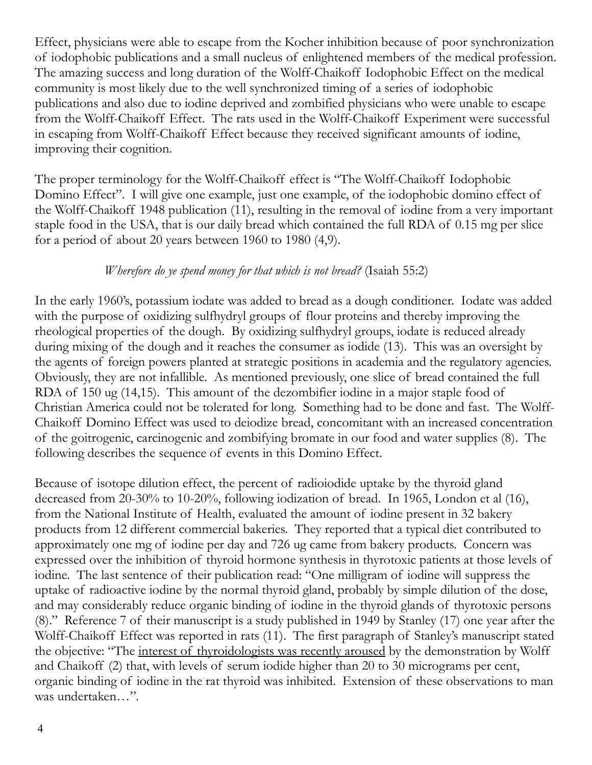Effect, physicians were able to escape from the Kocher inhibition because of poor synchronization of iodophobic publications and a small nucleus of enlightened members of the medical profession. The amazing success and long duration of the Wolff-Chaikoff Iodophobic Effect on the medical community is most likely due to the well synchronized timing of a series of iodophobic publications and also due to iodine deprived and zombified physicians who were unable to escape from the Wolff-Chaikoff Effect. The rats used in the Wolff-Chaikoff Experiment were successful in escaping from Wolff-Chaikoff Effect because they received significant amounts of iodine, improving their cognition.

The proper terminology for the Wolff-Chaikoff effect is "The Wolff-Chaikoff Iodophobic Domino Effect". I will give one example, just one example, of the iodophobic domino effect of the Wolff-Chaikoff 1948 publication (11), resulting in the removal of iodine from a very important staple food in the USA, that is our daily bread which contained the full RDA of 0.15 mg per slice for a period of about 20 years between 1960 to 1980 (4,9).

*Wherefore do ye spend money for that which is not bread?* (Isaiah 55:2)

In the early 1960's, potassium iodate was added to bread as a dough conditioner. Iodate was added with the purpose of oxidizing sulfhydryl groups of flour proteins and thereby improving the rheological properties of the dough. By oxidizing sulfhydryl groups, iodate is reduced already during mixing of the dough and it reaches the consumer as iodide (13). This was an oversight by the agents of foreign powers planted at strategic positions in academia and the regulatory agencies. Obviously, they are not infallible. As mentioned previously, one slice of bread contained the full RDA of 150 ug (14,15). This amount of the dezombifier iodine in a major staple food of Christian America could not be tolerated for long. Something had to be done and fast. The Wolff-Chaikoff Domino Effect was used to deiodize bread, concomitant with an increased concentration of the goitrogenic, carcinogenic and zombifying bromate in our food and water supplies (8). The following describes the sequence of events in this Domino Effect.

Because of isotope dilution effect, the percent of radioiodide uptake by the thyroid gland decreased from 20-30% to 10-20%, following iodization of bread. In 1965, London et al (16), from the National Institute of Health, evaluated the amount of iodine present in 32 bakery products from 12 different commercial bakeries. They reported that a typical diet contributed to approximately one mg of iodine per day and 726 ug came from bakery products. Concern was expressed over the inhibition of thyroid hormone synthesis in thyrotoxic patients at those levels of iodine. The last sentence of their publication read: "One milligram of iodine will suppress the uptake of radioactive iodine by the normal thyroid gland, probably by simple dilution of the dose, and may considerably reduce organic binding of iodine in the thyroid glands of thyrotoxic persons (8)." Reference 7 of their manuscript is a study published in 1949 by Stanley (17) one year after the Wolff-Chaikoff Effect was reported in rats (11). The first paragraph of Stanley's manuscript stated the objective: "The <u>interest of thyroidologists was recently aroused</u> by the demonstration by Wolff and Chaikoff (2) that, with levels of serum iodide higher than 20 to 30 micrograms per cent, organic binding of iodine in the rat thyroid was inhibited. Extension of these observations to man was undertaken…".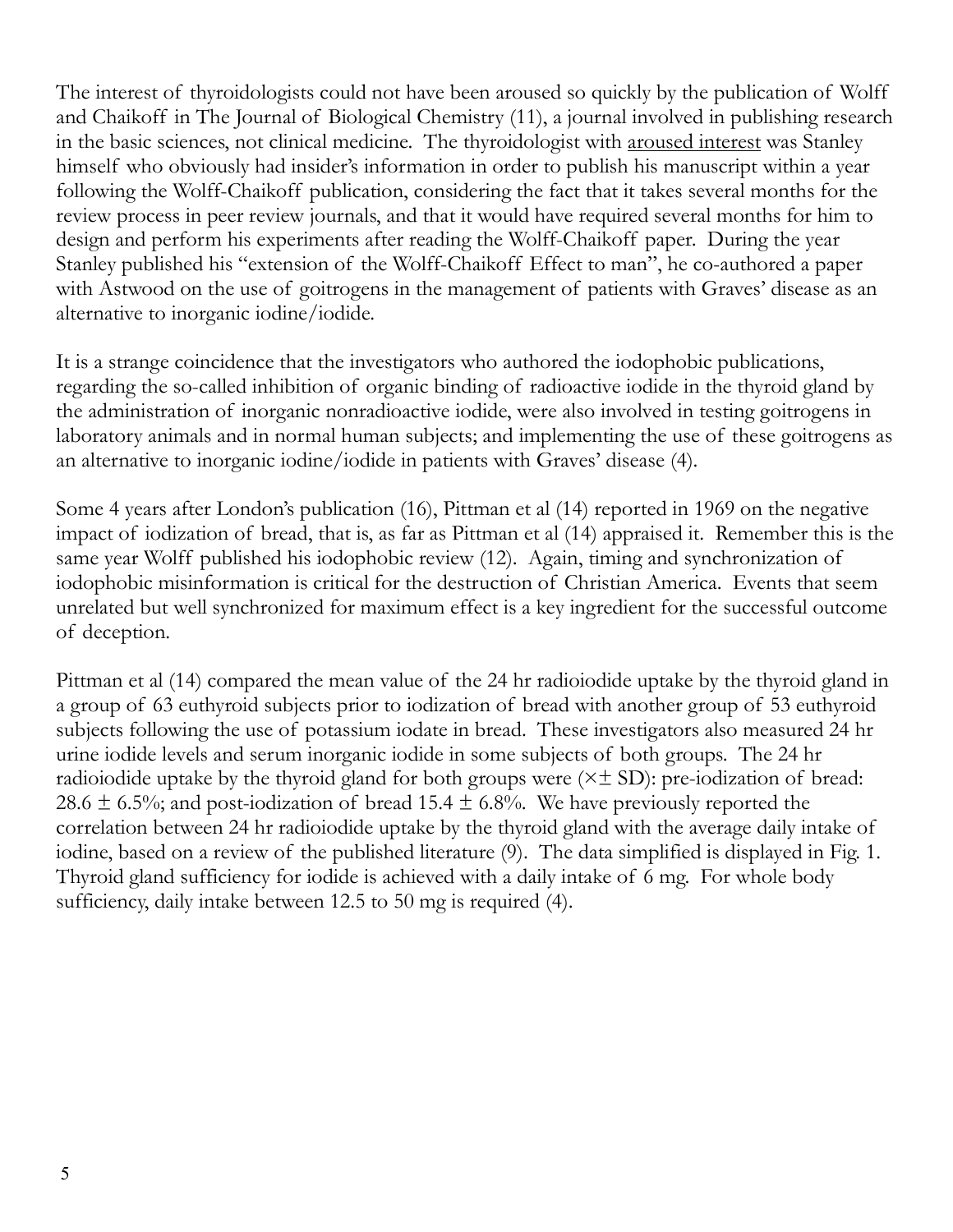The interest of thyroidologists could not have been aroused so quickly by the publication of Wolff and Chaikoff in The Journal of Biological Chemistry (11), a journal involved in publishing research in the basic sciences, not clinical medicine. The thyroidologist with <u>aroused interest</u> was Stanley himself who obviously had insider's information in order to publish his manuscript within a year following the Wolff-Chaikoff publication, considering the fact that it takes several months for the review process in peer review journals, and that it would have required several months for him to design and perform his experiments after reading the Wolff-Chaikoff paper. During the year Stanley published his "extension of the Wolff-Chaikoff Effect to man", he co-authored a paper with Astwood on the use of goitrogens in the management of patients with Graves' disease as an alternative to inorganic iodine/iodide.

It is a strange coincidence that the investigators who authored the iodophobic publications, regarding the so-called inhibition of organic binding of radioactive iodide in the thyroid gland by the administration of inorganic nonradioactive iodide, were also involved in testing goitrogens in laboratory animals and in normal human subjects; and implementing the use of these goitrogens as an alternative to inorganic iodine/iodide in patients with Graves' disease (4).

Some 4 years after London's publication (16), Pittman et al (14) reported in 1969 on the negative impact of iodization of bread, that is, as far as Pittman et al (14) appraised it. Remember this is the same year Wolff published his iodophobic review (12). Again, timing and synchronization of iodophobic misinformation is critical for the destruction of Christian America. Events that seem unrelated but well synchronized for maximum effect is a key ingredient for the successful outcome of deception.

Pittman et al (14) compared the mean value of the 24 hr radioiodide uptake by the thyroid gland in a group of 63 euthyroid subjects prior to iodization of bread with another group of 53 euthyroid subjects following the use of potassium iodate in bread. These investigators also measured 24 hr urine iodide levels and serum inorganic iodide in some subjects of both groups. The 24 hr radioiodide uptake by the thyroid gland for both groups were ($\times \pm$ SD): pre-iodization of bread: $28.6 \pm 6.5\%$; and post-iodization of bread $15.4 \pm 6.8\%$. We have previously reported the correlation between 24 hr radioiodide uptake by the thyroid gland with the average daily intake of iodine, based on a review of the published literature (9). The data simplified is displayed in Fig. 1. Thyroid gland sufficiency for iodide is achieved with a daily intake of 6 mg. For whole body sufficiency, daily intake between 12.5 to 50 mg is required (4).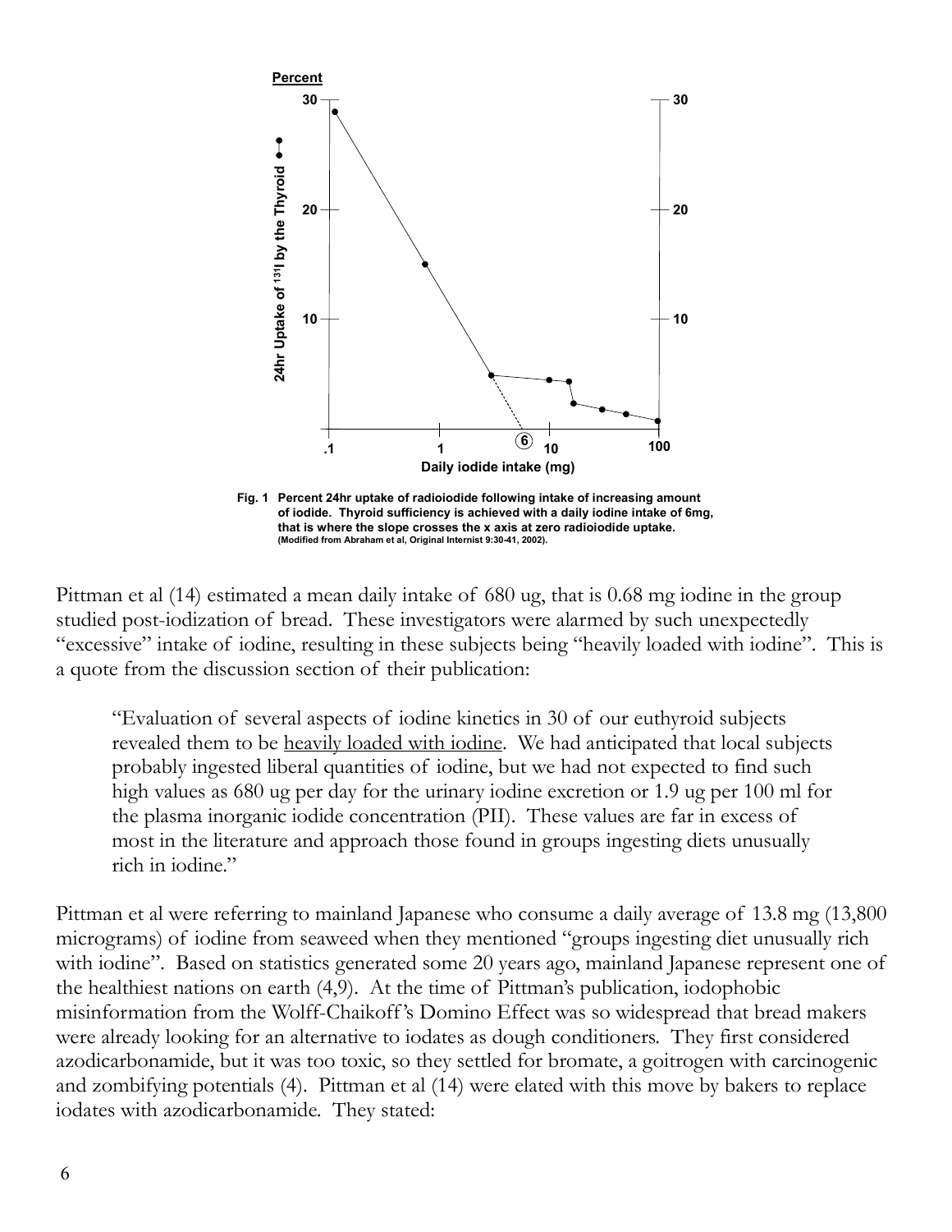Fig. 1 Percent 24hr uptake of radioiodide following intake of increasing amount of iodide. Thyroid sufficiency is achieved with a daily iodine intake of 6mg, that is where the slope crosses the x axis at zero radioiodide uptake. (Modified from Abraham et al, Original Internist 9:30-41, 2002).

Pittman et al (14) estimated a mean daily intake of 680 ug, that is 0.68 mg iodine in the group studied post-iodization of bread. These investigators were alarmed by such unexpectedly "excessive" intake of iodine, resulting in these subjects being "heavily loaded with iodine". This is a quote from the discussion section of their publication:

> "Evaluation of several aspects of iodine kinetics in 30 of our euthyroid subjects revealed them to be heavily loaded with iodine. We had anticipated that local subjects probably ingested liberal quantities of iodine, but we had not expected to find such high values as 680 ug per day for the urinary iodine excretion or 1.9 ug per 100 ml for the plasma inorganic iodide concentration (PII). These values are far in excess of most in the literature and approach those found in groups ingesting diets unusually rich in iodine."

Pittman et al were referring to mainland Japanese who consume a daily average of 13.8 mg (13,800 micrograms) of iodine from seaweed when they mentioned "groups ingesting diet unusually rich with iodine". Based on statistics generated some 20 years ago, mainland Japanese represent one of the healthiest nations on earth (4,9). At the time of Pittman's publication, iodophobic misinformation from the Wolff-Chaikoff's Domino Effect was so widespread that bread makers were already looking for an alternative to iodates as dough conditioners. They first considered azodicarbonamide, but it was too toxic, so they settled for bromate, a goitrogen with carcinogenic and zombifying potentials (4). Pittman et al (14) were elated with this move by bakers to replace iodates with azodicarbonamide. They stated: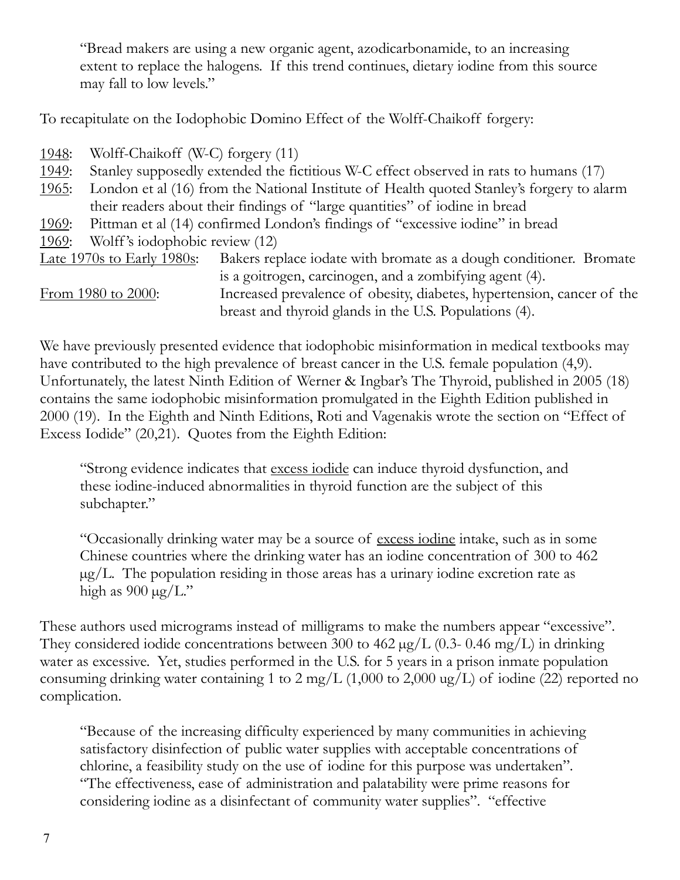> "Bread makers are using a new organic agent, azodicarbonamide, to an increasing extent to replace the halogens. If this trend continues, dietary iodine from this source may fall to low levels."

To recapitulate on the Iodophobic Domino Effect of the Wolff-Chaikoff forgery:

- <u>1948</u>: Wolff-Chaikoff (W-C) forgery (11)
- <u>1949</u>: Stanley supposedly extended the fictitious W-C effect observed in rats to humans (17)
- <u>1965</u>: London et al (16) from the National Institute of Health quoted Stanley's forgery to alarm their readers about their findings of "large quantities" of iodine in bread
- <u>1969</u>: Pittman et al (14) confirmed London's findings of "excessive iodine" in bread
- <u>1969</u>: Wolff's iodophobic review (12)
- <u>Late 1970s to Early 1980s</u>: Bakers replace iodate with bromate as a dough conditioner. Bromate is a goitrogen, carcinogen, and a zombifying agent (4).
- <u>From 1980 to 2000</u>: Increased prevalence of obesity, diabetes, hypertension, cancer of the breast and thyroid glands in the U.S. Populations (4).

We have previously presented evidence that iodophobic misinformation in medical textbooks may have contributed to the high prevalence of breast cancer in the U.S. female population (4,9). Unfortunately, the latest Ninth Edition of Werner & Ingbar's The Thyroid, published in 2005 (18) contains the same iodophobic misinformation promulgated in the Eighth Edition published in 2000 (19). In the Eighth and Ninth Editions, Roti and Vagenakis wrote the section on "Effect of Excess Iodide" (20,21). Quotes from the Eighth Edition:

> "Strong evidence indicates that <u>excess iodide</u> can induce thyroid dysfunction, and these iodine-induced abnormalities in thyroid function are the subject of this subchapter."

> "Occasionally drinking water may be a source of <u>excess iodine</u> intake, such as in some Chinese countries where the drinking water has an iodine concentration of 300 to 462 μg/L. The population residing in those areas has a urinary iodine excretion rate as high as 900 μg/L."

These authors used micrograms instead of milligrams to make the numbers appear "excessive". They considered iodide concentrations between 300 to 462 μg/L (0.3- 0.46 mg/L) in drinking water as excessive. Yet, studies performed in the U.S. for 5 years in a prison inmate population consuming drinking water containing 1 to 2 mg/L (1,000 to 2,000 ug/L) of iodine (22) reported no complication.

> "Because of the increasing difficulty experienced by many communities in achieving satisfactory disinfection of public water supplies with acceptable concentrations of chlorine, a feasibility study on the use of iodine for this purpose was undertaken". "The effectiveness, ease of administration and palatability were prime reasons for considering iodine as a disinfectant of community water supplies". "effective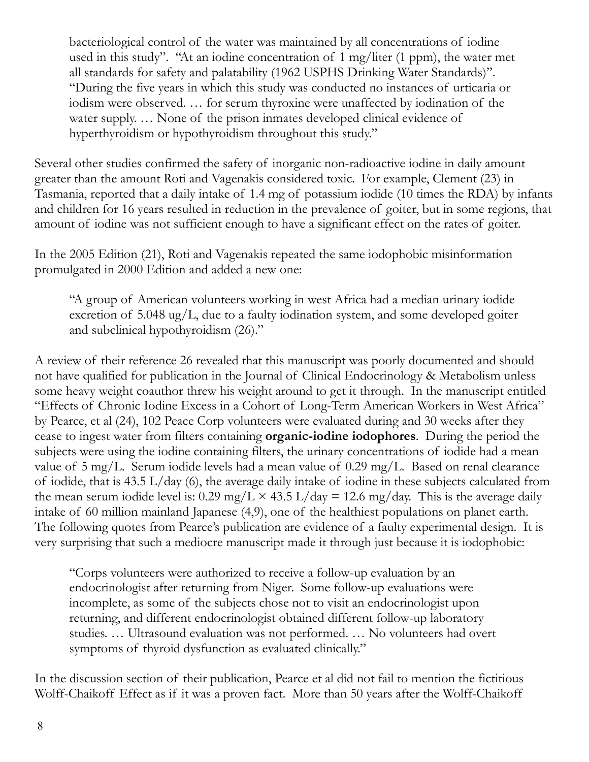> bacteriological control of the water was maintained by all concentrations of iodine used in this study". "At an iodine concentration of 1 mg/liter (1 ppm), the water met all standards for safety and palatability (1962 USPHS Drinking Water Standards)". "During the five years in which this study was conducted no instances of urticaria or iodism were observed. … for serum thyroxine were unaffected by iodination of the water supply. … None of the prison inmates developed clinical evidence of hyperthyroidism or hypothyroidism throughout this study."

Several other studies confirmed the safety of inorganic non-radioactive iodine in daily amount greater than the amount Roti and Vagenakis considered toxic. For example, Clement (23) in Tasmania, reported that a daily intake of 1.4 mg of potassium iodide (10 times the RDA) by infants and children for 16 years resulted in reduction in the prevalence of goiter, but in some regions, that amount of iodine was not sufficient enough to have a significant effect on the rates of goiter.

In the 2005 Edition (21), Roti and Vagenakis repeated the same iodophobic misinformation promulgated in 2000 Edition and added a new one:

> "A group of American volunteers working in west Africa had a median urinary iodide excretion of 5.048 ug/L, due to a faulty iodination system, and some developed goiter and subclinical hypothyroidism (26)."

A review of their reference 26 revealed that this manuscript was poorly documented and should not have qualified for publication in the Journal of Clinical Endocrinology & Metabolism unless some heavy weight coauthor threw his weight around to get it through. In the manuscript entitled "Effects of Chronic Iodine Excess in a Cohort of Long-Term American Workers in West Africa" by Pearce, et al (24), 102 Peace Corp volunteers were evaluated during and 30 weeks after they cease to ingest water from filters containing **organic-iodine iodophores**. During the period the subjects were using the iodine containing filters, the urinary concentrations of iodide had a mean value of 5 mg/L. Serum iodide levels had a mean value of 0.29 mg/L. Based on renal clearance of iodide, that is 43.5 L/day (6), the average daily intake of iodine in these subjects calculated from the mean serum iodide level is: $0.29 \text{ mg/L} \times 43.5 \text{ L/day} = 12.6 \text{ mg/day}$. This is the average daily intake of 60 million mainland Japanese (4,9), one of the healthiest populations on planet earth. The following quotes from Pearce's publication are evidence of a faulty experimental design. It is very surprising that such a mediocre manuscript made it through just because it is iodophobic:

> "Corps volunteers were authorized to receive a follow-up evaluation by an endocrinologist after returning from Niger. Some follow-up evaluations were incomplete, as some of the subjects chose not to visit an endocrinologist upon returning, and different endocrinologist obtained different follow-up laboratory studies. … Ultrasound evaluation was not performed. … No volunteers had overt symptoms of thyroid dysfunction as evaluated clinically."

In the discussion section of their publication, Pearce et al did not fail to mention the fictitious Wolff-Chaikoff Effect as if it was a proven fact. More than 50 years after the Wolff-Chaikoff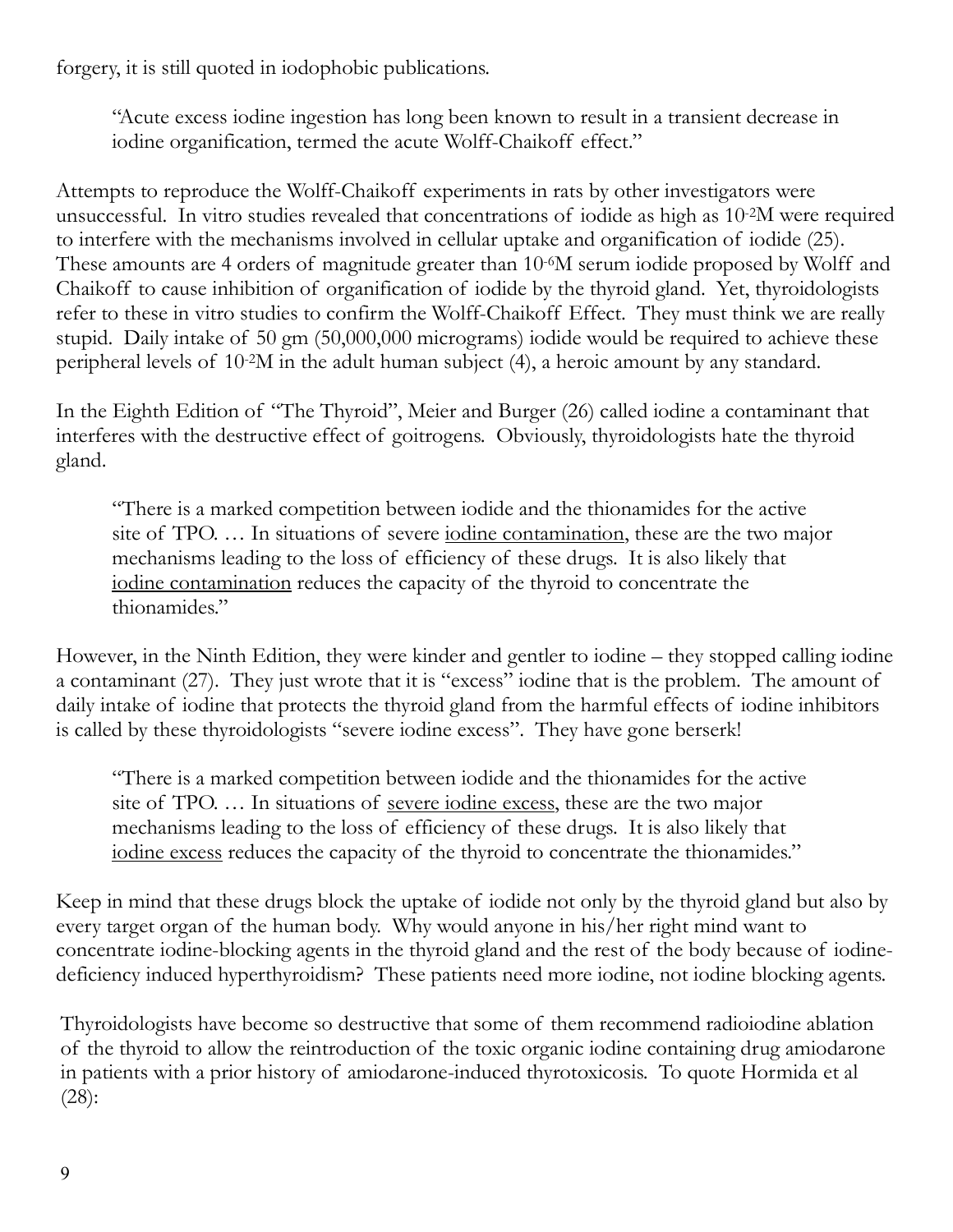forgery, it is still quoted in iodophobic publications.

> "Acute excess iodine ingestion has long been known to result in a transient decrease in iodine organification, termed the acute Wolff-Chaikoff effect."

Attempts to reproduce the Wolff-Chaikoff experiments in rats by other investigators were unsuccessful. In vitro studies revealed that concentrations of iodide as high as $10^{-2}$M were required to interfere with the mechanisms involved in cellular uptake and organification of iodide (25). These amounts are 4 orders of magnitude greater than $10^{-6}$M serum iodide proposed by Wolff and Chaikoff to cause inhibition of organification of iodide by the thyroid gland. Yet, thyroidologists refer to these in vitro studies to confirm the Wolff-Chaikoff Effect. They must think we are really stupid. Daily intake of 50 gm (50,000,000 micrograms) iodide would be required to achieve these peripheral levels of $10^{-2}$M in the adult human subject (4), a heroic amount by any standard.

In the Eighth Edition of "The Thyroid", Meier and Burger (26) called iodine a contaminant that interferes with the destructive effect of goitrogens. Obviously, thyroidologists hate the thyroid gland.

> "There is a marked competition between iodide and the thionamides for the active site of TPO. … In situations of severe <u>iodine contamination</u>, these are the two major mechanisms leading to the loss of efficiency of these drugs. It is also likely that <u>iodine contamination</u> reduces the capacity of the thyroid to concentrate the thionamides."

However, in the Ninth Edition, they were kinder and gentler to iodine – they stopped calling iodine a contaminant (27). They just wrote that it is "excess" iodine that is the problem. The amount of daily intake of iodine that protects the thyroid gland from the harmful effects of iodine inhibitors is called by these thyroidologists "severe iodine excess". They have gone berserk!

> "There is a marked competition between iodide and the thionamides for the active site of TPO. … In situations of <u>severe iodine excess</u>, these are the two major mechanisms leading to the loss of efficiency of these drugs. It is also likely that <u>iodine excess</u> reduces the capacity of the thyroid to concentrate the thionamides."

Keep in mind that these drugs block the uptake of iodide not only by the thyroid gland but also by every target organ of the human body. Why would anyone in his/her right mind want to concentrate iodine-blocking agents in the thyroid gland and the rest of the body because of iodine-deficiency induced hyperthyroidism? These patients need more iodine, not iodine blocking agents.

Thyroidologists have become so destructive that some of them recommend radioiodine ablation of the thyroid to allow the reintroduction of the toxic organic iodine containing drug amiodarone in patients with a prior history of amiodarone-induced thyrotoxicosis. To quote Hormida et al (28):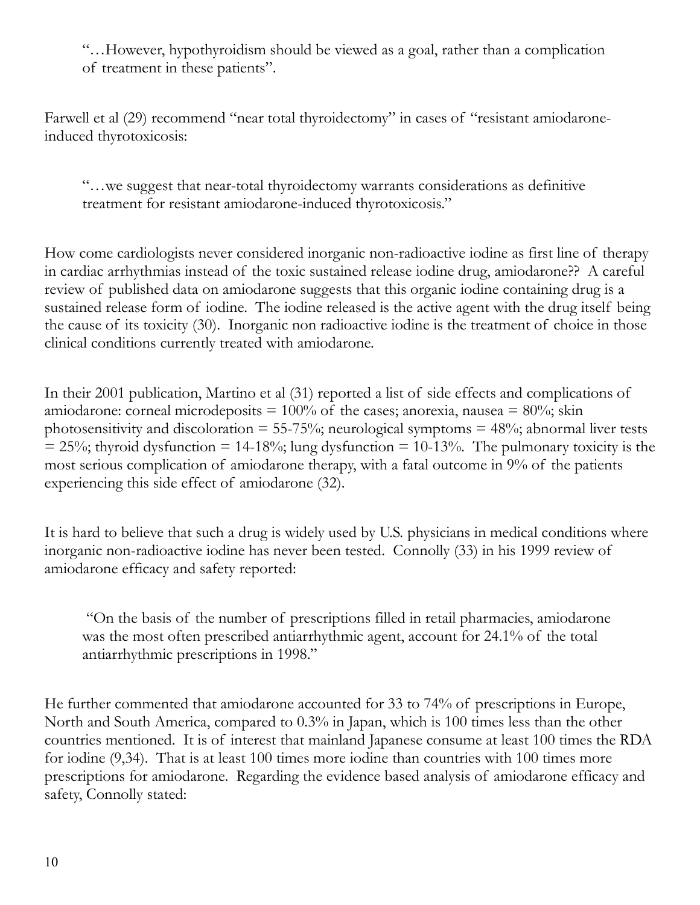> "…However, hypothyroidism should be viewed as a goal, rather than a complication of treatment in these patients".

Farwell et al (29) recommend "near total thyroidectomy" in cases of "resistant amiodarone-induced thyrotoxicosis:

> "…we suggest that near-total thyroidectomy warrants considerations as definitive treatment for resistant amiodarone-induced thyrotoxicosis."

How come cardiologists never considered inorganic non-radioactive iodine as first line of therapy in cardiac arrhythmias instead of the toxic sustained release iodine drug, amiodarone?? A careful review of published data on amiodarone suggests that this organic iodine containing drug is a sustained release form of iodine. The iodine released is the active agent with the drug itself being the cause of its toxicity (30). Inorganic non radioactive iodine is the treatment of choice in those clinical conditions currently treated with amiodarone.

In their 2001 publication, Martino et al (31) reported a list of side effects and complications of amiodarone: corneal microdeposits = 100% of the cases; anorexia, nausea = 80%; skin photosensitivity and discoloration = 55-75%; neurological symptoms = 48%; abnormal liver tests = 25%; thyroid dysfunction = 14-18%; lung dysfunction = 10-13%. The pulmonary toxicity is the most serious complication of amiodarone therapy, with a fatal outcome in 9% of the patients experiencing this side effect of amiodarone (32).

It is hard to believe that such a drug is widely used by U.S. physicians in medical conditions where inorganic non-radioactive iodine has never been tested. Connolly (33) in his 1999 review of amiodarone efficacy and safety reported:

> "On the basis of the number of prescriptions filled in retail pharmacies, amiodarone was the most often prescribed antiarrhythmic agent, account for 24.1% of the total antiarrhythmic prescriptions in 1998."

He further commented that amiodarone accounted for 33 to 74% of prescriptions in Europe, North and South America, compared to 0.3% in Japan, which is 100 times less than the other countries mentioned. It is of interest that mainland Japanese consume at least 100 times the RDA for iodine (9,34). That is at least 100 times more iodine than countries with 100 times more prescriptions for amiodarone. Regarding the evidence based analysis of amiodarone efficacy and safety, Connolly stated: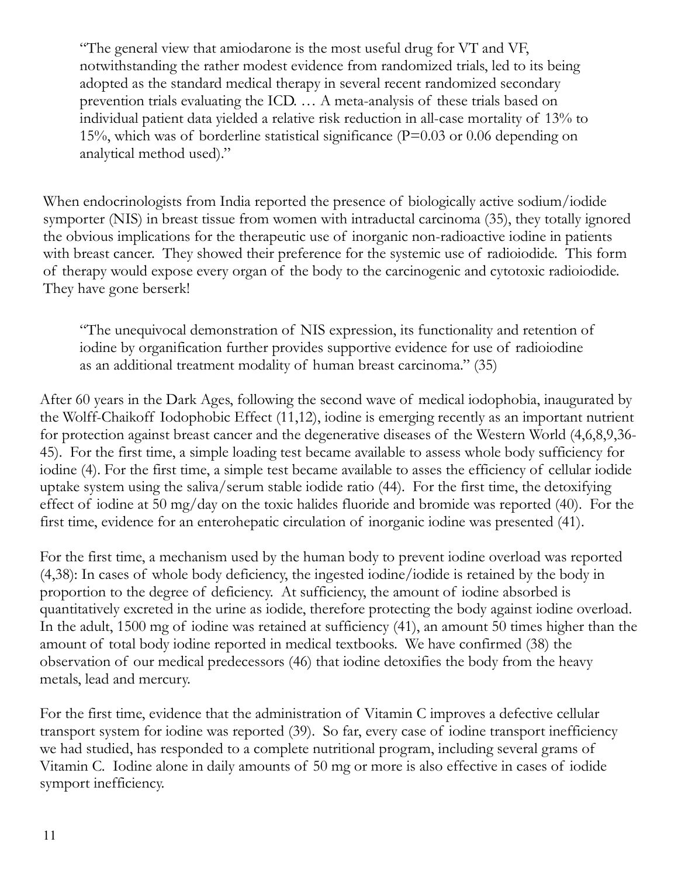> "The general view that amiodarone is the most useful drug for VT and VF, notwithstanding the rather modest evidence from randomized trials, led to its being adopted as the standard medical therapy in several recent randomized secondary prevention trials evaluating the ICD. … A meta-analysis of these trials based on individual patient data yielded a relative risk reduction in all-case mortality of 13% to 15%, which was of borderline statistical significance (P=0.03 or 0.06 depending on analytical method used)."

When endocrinologists from India reported the presence of biologically active sodium/iodide symporter (NIS) in breast tissue from women with intraductal carcinoma (35), they totally ignored the obvious implications for the therapeutic use of inorganic non-radioactive iodine in patients with breast cancer. They showed their preference for the systemic use of radioiodide. This form of therapy would expose every organ of the body to the carcinogenic and cytotoxic radioiodide. They have gone berserk!

> "The unequivocal demonstration of NIS expression, its functionality and retention of iodine by organification further provides supportive evidence for use of radioiodine as an additional treatment modality of human breast carcinoma." (35)

After 60 years in the Dark Ages, following the second wave of medical iodophobia, inaugurated by the Wolff-Chaikoff Iodophobic Effect (11,12), iodine is emerging recently as an important nutrient for protection against breast cancer and the degenerative diseases of the Western World (4,6,8,9,36-45). For the first time, a simple loading test became available to assess whole body sufficiency for iodine (4). For the first time, a simple test became available to asses the efficiency of cellular iodide uptake system using the saliva/serum stable iodide ratio (44). For the first time, the detoxifying effect of iodine at 50 mg/day on the toxic halides fluoride and bromide was reported (40). For the first time, evidence for an enterohepatic circulation of inorganic iodine was presented (41).

For the first time, a mechanism used by the human body to prevent iodine overload was reported (4,38): In cases of whole body deficiency, the ingested iodine/iodide is retained by the body in proportion to the degree of deficiency. At sufficiency, the amount of iodine absorbed is quantitatively excreted in the urine as iodide, therefore protecting the body against iodine overload. In the adult, 1500 mg of iodine was retained at sufficiency (41), an amount 50 times higher than the amount of total body iodine reported in medical textbooks. We have confirmed (38) the observation of our medical predecessors (46) that iodine detoxifies the body from the heavy metals, lead and mercury.

For the first time, evidence that the administration of Vitamin C improves a defective cellular transport system for iodine was reported (39). So far, every case of iodine transport inefficiency we had studied, has responded to a complete nutritional program, including several grams of Vitamin C. Iodine alone in daily amounts of 50 mg or more is also effective in cases of iodide symport inefficiency.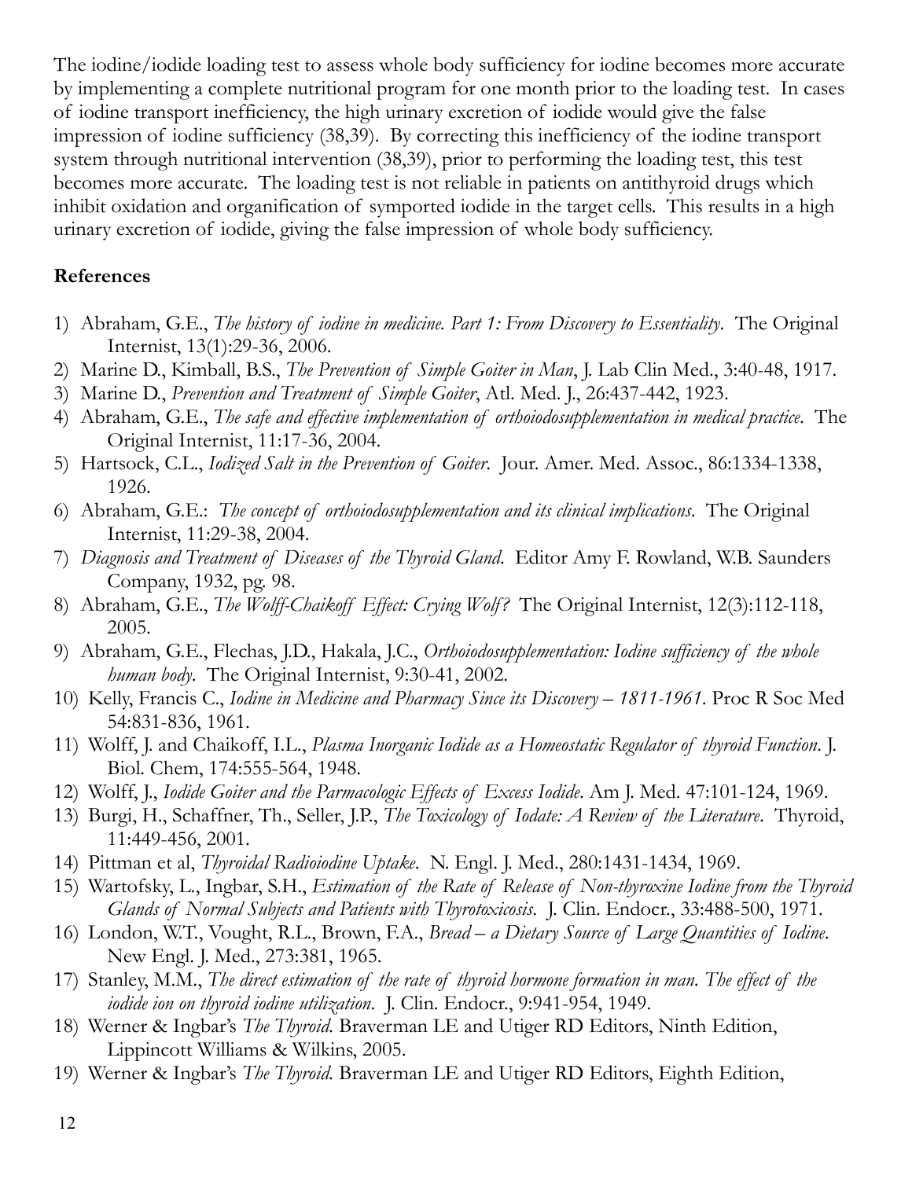The iodine/iodide loading test to assess whole body sufficiency for iodine becomes more accurate by implementing a complete nutritional program for one month prior to the loading test. In cases of iodine transport inefficiency, the high urinary excretion of iodide would give the false impression of iodine sufficiency (38,39). By correcting this inefficiency of the iodine transport system through nutritional intervention (38,39), prior to performing the loading test, this test becomes more accurate. The loading test is not reliable in patients on antithyroid drugs which inhibit oxidation and organification of symported iodide in the target cells. This results in a high urinary excretion of iodide, giving the false impression of whole body sufficiency.

## References

1) Abraham, G.E., *The history of iodine in medicine. Part 1: From Discovery to Essentiality*. The Original Internist, 13(1):29-36, 2006.
2) Marine D., Kimball, B.S., *The Prevention of Simple Goiter in Man*, J. Lab Clin Med., 3:40-48, 1917.
3) Marine D., *Prevention and Treatment of Simple Goiter*, Atl. Med. J., 26:437-442, 1923.
4) Abraham, G.E., *The safe and effective implementation of orthoiodosupplementation in medical practice*. The Original Internist, 11:17-36, 2004.
5) Hartsock, C.L., *Iodized Salt in the Prevention of Goiter.* Jour. Amer. Med. Assoc., 86:1334-1338, 1926.
6) Abraham, G.E.: *The concept of orthoiodosupplementation and its clinical implications*. The Original Internist, 11:29-38, 2004.
7) *Diagnosis and Treatment of Diseases of the Thyroid Gland*. Editor Amy F. Rowland, W.B. Saunders Company, 1932, pg. 98.
8) Abraham, G.E., *The Wolff-Chaikoff Effect: Crying Wolf?* The Original Internist, 12(3):112-118, 2005.
9) Abraham, G.E., Flechas, J.D., Hakala, J.C., *Orthoiodosupplementation: Iodine sufficiency of the whole human body*. The Original Internist, 9:30-41, 2002.
10) Kelly, Francis C., *Iodine in Medicine and Pharmacy Since its Discovery – 1811-1961*. Proc R Soc Med 54:831-836, 1961.
11) Wolff, J. and Chaikoff, I.L., *Plasma Inorganic Iodide as a Homeostatic Regulator of thyroid Function*. J. Biol. Chem, 174:555-564, 1948.
12) Wolff, J., *Iodide Goiter and the Parmacologic Effects of Excess Iodide*. Am J. Med. 47:101-124, 1969.
13) Burgi, H., Schaffner, Th., Seller, J.P., *The Toxicology of Iodate: A Review of the Literature*. Thyroid, 11:449-456, 2001.
14) Pittman et al, *Thyroidal Radioiodine Uptake*. N. Engl. J. Med., 280:1431-1434, 1969.
15) Wartofsky, L., Ingbar, S.H., *Estimation of the Rate of Release of Non-thyroxine Iodine from the Thyroid Glands of Normal Subjects and Patients with Thyrotoxicosis*. J. Clin. Endocr., 33:488-500, 1971.
16) London, W.T., Vought, R.L., Brown, F.A., *Bread – a Dietary Source of Large Quantities of Iodine*. New Engl. J. Med., 273:381, 1965.
17) Stanley, M.M., *The direct estimation of the rate of thyroid hormone formation in man. The effect of the iodide ion on thyroid iodine utilization*. J. Clin. Endocr., 9:941-954, 1949.
18) Werner & Ingbar's *The Thyroid.* Braverman LE and Utiger RD Editors, Ninth Edition, Lippincott Williams & Wilkins, 2005.
19) Werner & Ingbar's *The Thyroid.* Braverman LE and Utiger RD Editors, Eighth Edition,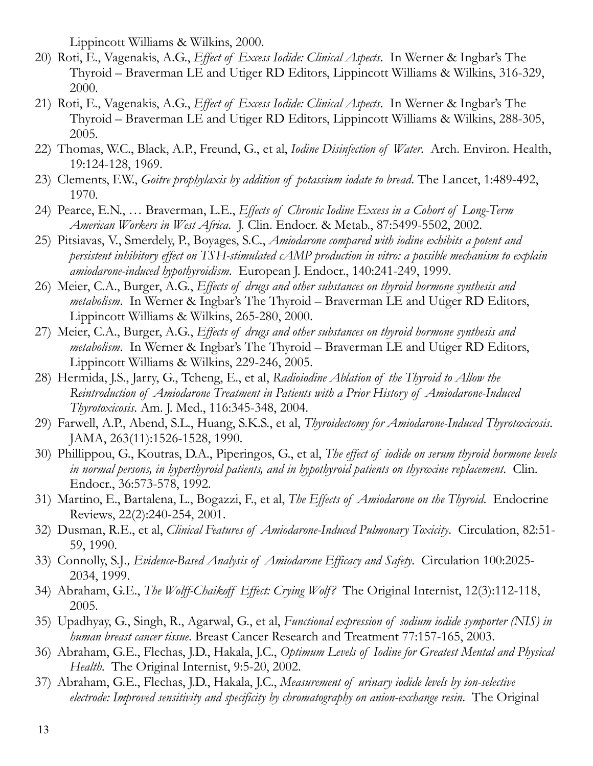Lippincott Williams & Wilkins, 2000.

20) Roti, E., Vagenakis, A.G., *Effect of Excess Iodide: Clinical Aspects*. In Werner & Ingbar's The Thyroid – Braverman LE and Utiger RD Editors, Lippincott Williams & Wilkins, 316-329, 2000.
21) Roti, E., Vagenakis, A.G., *Effect of Excess Iodide: Clinical Aspects*. In Werner & Ingbar's The Thyroid – Braverman LE and Utiger RD Editors, Lippincott Williams & Wilkins, 288-305, 2005.
22) Thomas, W.C., Black, A.P., Freund, G., et al, *Iodine Disinfection of Water*. Arch. Environ. Health, 19:124-128, 1969.
23) Clements, F.W., *Goitre prophylaxis by addition of potassium iodate to bread*. The Lancet, 1:489-492, 1970.
24) Pearce, E.N., … Braverman, L.E., *Effects of Chronic Iodine Excess in a Cohort of Long-Term American Workers in West Africa*. J. Clin. Endocr. & Metab., 87:5499-5502, 2002.
25) Pitsiavas, V., Smerdely, P., Boyages, S.C., *Amiodarone compared with iodine exhibits a potent and persistent inhibitory effect on TSH-stimulated cAMP production in vitro: a possible mechanism to explain amiodarone-induced hypothyroidism*. European J. Endocr., 140:241-249, 1999.
26) Meier, C.A., Burger, A.G., *Effects of drugs and other substances on thyroid hormone synthesis and metabolism*. In Werner & Ingbar's The Thyroid – Braverman LE and Utiger RD Editors, Lippincott Williams & Wilkins, 265-280, 2000.
27) Meier, C.A., Burger, A.G., *Effects of drugs and other substances on thyroid hormone synthesis and metabolism*. In Werner & Ingbar's The Thyroid – Braverman LE and Utiger RD Editors, Lippincott Williams & Wilkins, 229-246, 2005.
28) Hermida, J.S., Jarry, G., Tcheng, E., et al, *Radioiodine Ablation of the Thyroid to Allow the Reintroduction of Amiodarone Treatment in Patients with a Prior History of Amiodarone-Induced Thyrotoxicosis*. Am. J. Med., 116:345-348, 2004.
29) Farwell, A.P., Abend, S.L., Huang, S.K.S., et al, *Thyroidectomy for Amiodarone-Induced Thyrotoxicosis*. JAMA, 263(11):1526-1528, 1990.
30) Phillippou, G., Koutras, D.A., Piperingos, G., et al, *The effect of iodide on serum thyroid hormone levels in normal persons, in hyperthyroid patients, and in hypothyroid patients on thyroxine replacement*. Clin. Endocr., 36:573-578, 1992.
31) Martino, E., Bartalena, L., Bogazzi, F., et al, *The Effects of Amiodarone on the Thyroid*. Endocrine Reviews, 22(2):240-254, 2001.
32) Dusman, R.E., et al, *Clinical Features of Amiodarone-Induced Pulmonary Toxicity*. Circulation, 82:51-59, 1990.
33) Connolly, S.J., *Evidence-Based Analysis of Amiodarone Efficacy and Safety*. Circulation 100:2025-2034, 1999.
34) Abraham, G.E., *The Wolff-Chaikoff Effect: Crying Wolf?* The Original Internist, 12(3):112-118, 2005.
35) Upadhyay, G., Singh, R., Agarwal, G., et al, *Functional expression of sodium iodide symporter (NIS) in human breast cancer tissue*. Breast Cancer Research and Treatment 77:157-165, 2003.
36) Abraham, G.E., Flechas, J.D., Hakala, J.C., *Optimum Levels of Iodine for Greatest Mental and Physical Health*. The Original Internist, 9:5-20, 2002.
37) Abraham, G.E., Flechas, J.D., Hakala, J.C., *Measurement of urinary iodide levels by ion-selective electrode: Improved sensitivity and specificity by chromatography on anion-exchange resin*. The Original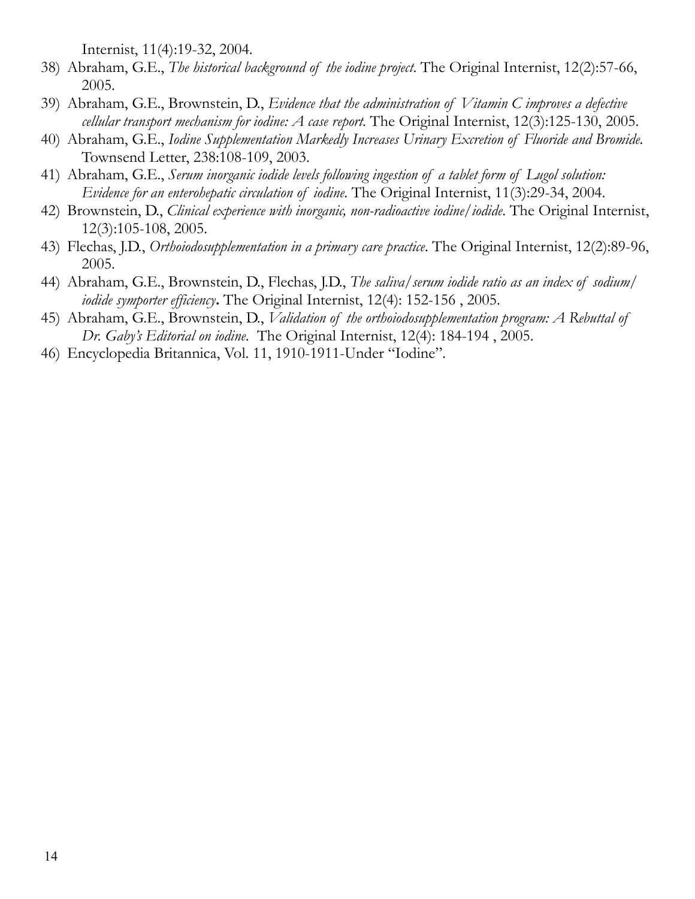Internist, 11(4):19-32, 2004.

38) Abraham, G.E., *The historical background of the iodine project*. The Original Internist, 12(2):57-66, 2005.
39) Abraham, G.E., Brownstein, D., *Evidence that the administration of Vitamin C improves a defective cellular transport mechanism for iodine: A case report*. The Original Internist, 12(3):125-130, 2005.
40) Abraham, G.E., *Iodine Supplementation Markedly Increases Urinary Excretion of Fluoride and Bromide*. Townsend Letter, 238:108-109, 2003.
41) Abraham, G.E., *Serum inorganic iodide levels following ingestion of a tablet form of Lugol solution: Evidence for an enterohepatic circulation of iodine*. The Original Internist, 11(3):29-34, 2004.
42) Brownstein, D., *Clinical experience with inorganic, non-radioactive iodine/iodide*. The Original Internist, 12(3):105-108, 2005.
43) Flechas, J.D., *Orthoiodosupplementation in a primary care practice*. The Original Internist, 12(2):89-96, 2005.
44) Abraham, G.E., Brownstein, D., Flechas, J.D., *The saliva/serum iodide ratio as an index of sodium/iodide symporter efficiency*. The Original Internist, 12(4): 152-156 , 2005.
45) Abraham, G.E., Brownstein, D., *Validation of the orthoiodosupplementation program: A Rebuttal of Dr. Gaby's Editorial on iodine*. The Original Internist, 12(4): 184-194 , 2005.
46) Encyclopedia Britannica, Vol. 11, 1910-1911-Under "Iodine".